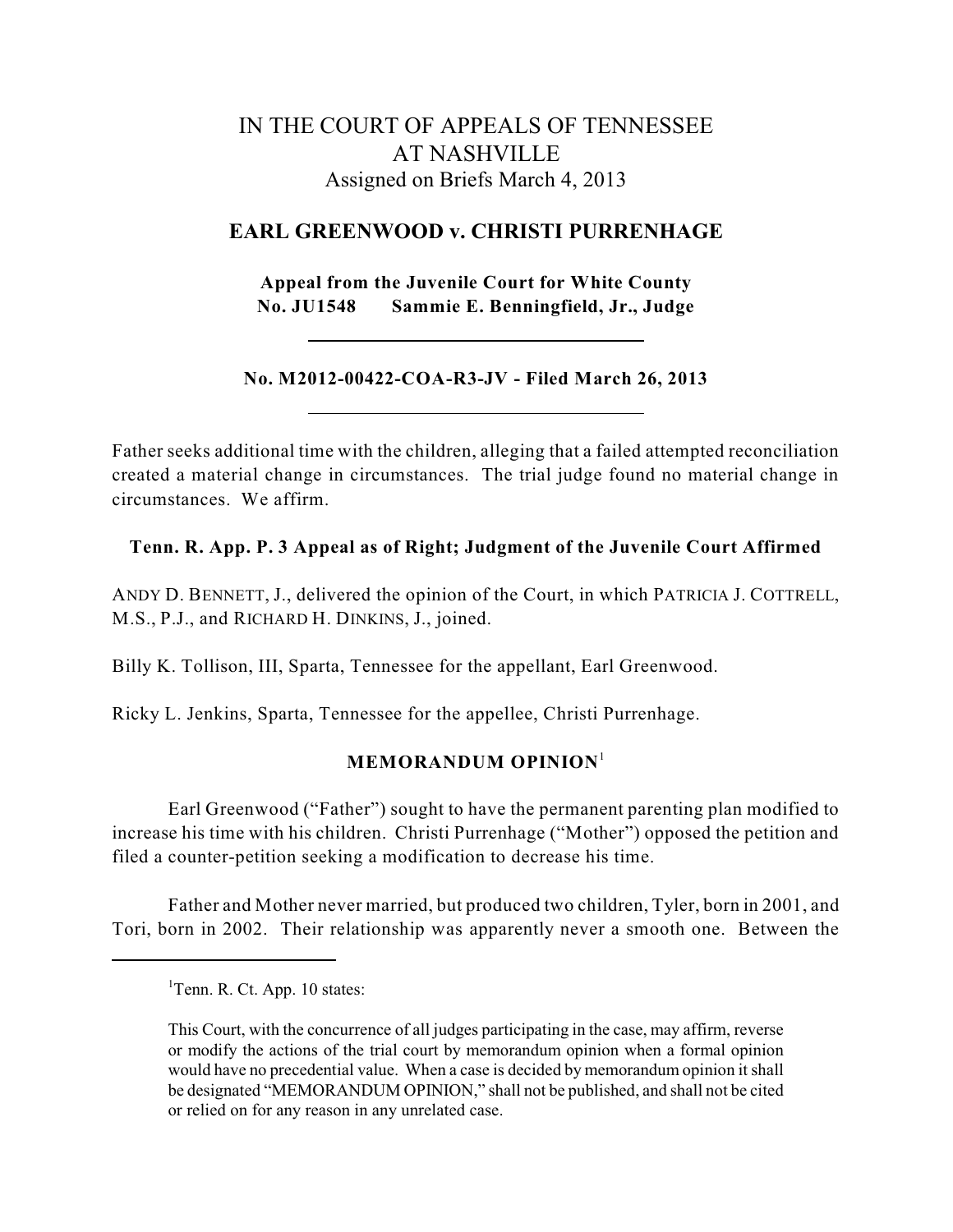# IN THE COURT OF APPEALS OF TENNESSEE AT NASHVILLE

Assigned on Briefs March 4, 2013

## EARL GREENWOOD v. CHRISTI PURRENHAGE

**Appeal from the Juvenile Court for White County**
**No. JU1548 Sammie E. Benningfield, Jr., Judge**

---

**No. M2012-00422-COA-R3-JV - Filed March 26, 2013**

---

Father seeks additional time with the children, alleging that a failed attempted reconciliation created a material change in circumstances. The trial judge found no material change in circumstances. We affirm.

**Tenn. R. App. P. 3 Appeal as of Right; Judgment of the Juvenile Court Affirmed**

ANDY D. BENNETT, J., delivered the opinion of the Court, in which PATRICIA J. COTTRELL, M.S., P.J., and RICHARD H. DINKINS, J., joined.

Billy K. Tollison, III, Sparta, Tennessee for the appellant, Earl Greenwood.

Ricky L. Jenkins, Sparta, Tennessee for the appellee, Christi Purrenhage.

**MEMORANDUM OPINION**[1]

Earl Greenwood ("Father") sought to have the permanent parenting plan modified to increase his time with his children. Christi Purrenhage ("Mother") opposed the petition and filed a counter-petition seeking a modification to decrease his time.

Father and Mother never married, but produced two children, Tyler, born in 2001, and Tori, born in 2002. Their relationship was apparently never a smooth one. Between the

---

[1]Tenn. R. Ct. App. 10 states:

This Court, with the concurrence of all judges participating in the case, may affirm, reverse or modify the actions of the trial court by memorandum opinion when a formal opinion would have no precedential value. When a case is decided by memorandum opinion it shall be designated "MEMORANDUM OPINION," shall not be published, and shall not be cited or relied on for any reason in any unrelated case.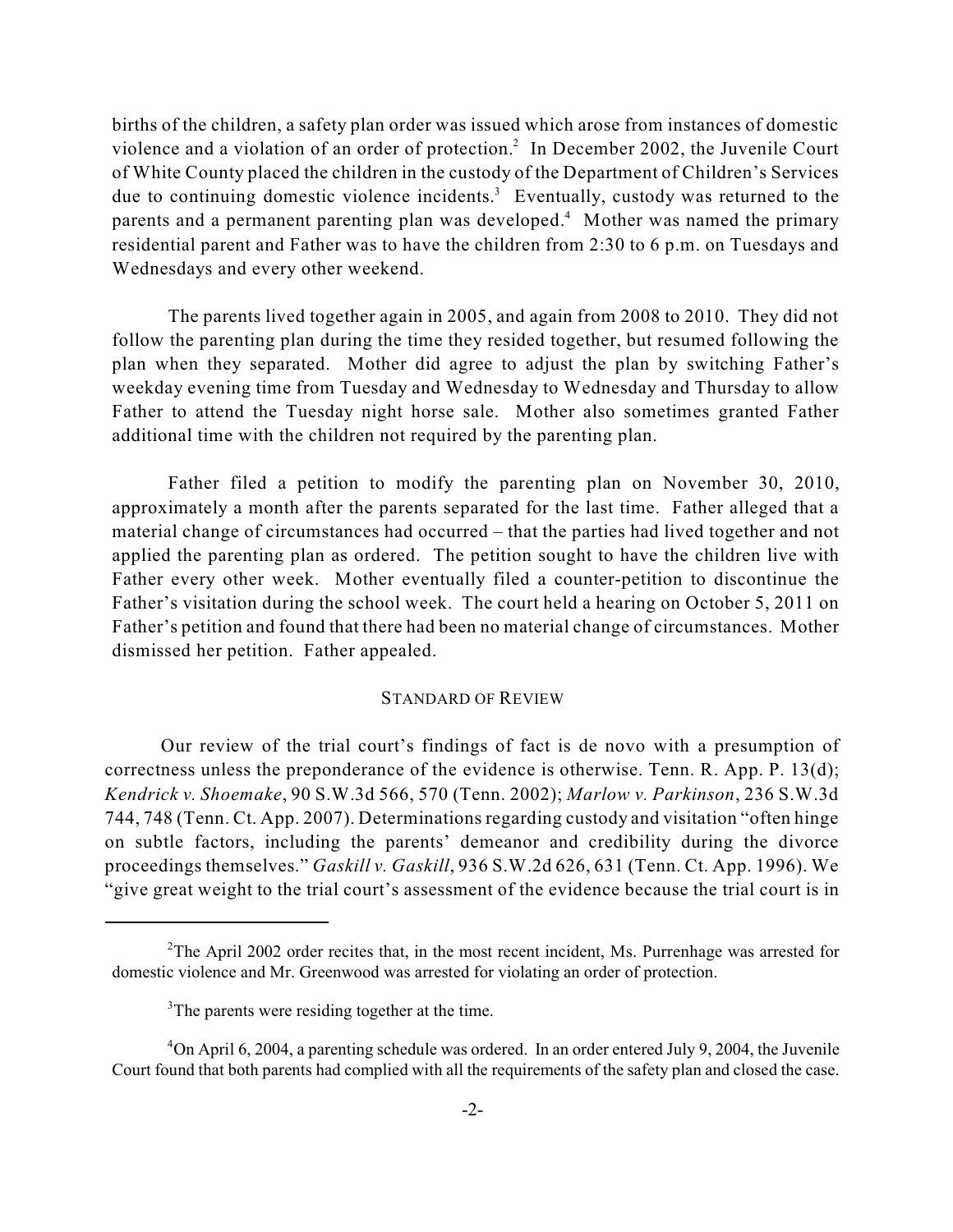births of the children, a safety plan order was issued which arose from instances of domestic violence and a violation of an order of protection.[2] In December 2002, the Juvenile Court of White County placed the children in the custody of the Department of Children's Services due to continuing domestic violence incidents.[3] Eventually, custody was returned to the parents and a permanent parenting plan was developed.[4] Mother was named the primary residential parent and Father was to have the children from 2:30 to 6 p.m. on Tuesdays and Wednesdays and every other weekend.

The parents lived together again in 2005, and again from 2008 to 2010. They did not follow the parenting plan during the time they resided together, but resumed following the plan when they separated. Mother did agree to adjust the plan by switching Father's weekday evening time from Tuesday and Wednesday to Wednesday and Thursday to allow Father to attend the Tuesday night horse sale. Mother also sometimes granted Father additional time with the children not required by the parenting plan.

Father filed a petition to modify the parenting plan on November 30, 2010, approximately a month after the parents separated for the last time. Father alleged that a material change of circumstances had occurred – that the parties had lived together and not applied the parenting plan as ordered. The petition sought to have the children live with Father every other week. Mother eventually filed a counter-petition to discontinue the Father's visitation during the school week. The court held a hearing on October 5, 2011 on Father's petition and found that there had been no material change of circumstances. Mother dismissed her petition. Father appealed.

## STANDARD OF REVIEW

Our review of the trial court's findings of fact is de novo with a presumption of correctness unless the preponderance of the evidence is otherwise. Tenn. R. App. P. 13(d); *Kendrick v. Shoemake*, 90 S.W.3d 566, 570 (Tenn. 2002); *Marlow v. Parkinson*, 236 S.W.3d 744, 748 (Tenn. Ct. App. 2007). Determinations regarding custody and visitation "often hinge on subtle factors, including the parents' demeanor and credibility during the divorce proceedings themselves." *Gaskill v. Gaskill*, 936 S.W.2d 626, 631 (Tenn. Ct. App. 1996). We "give great weight to the trial court's assessment of the evidence because the trial court is in

---

[2] The April 2002 order recites that, in the most recent incident, Ms. Purrenhage was arrested for domestic violence and Mr. Greenwood was arrested for violating an order of protection.

[3] The parents were residing together at the time.

[4] On April 6, 2004, a parenting schedule was ordered. In an order entered July 9, 2004, the Juvenile Court found that both parents had complied with all the requirements of the safety plan and closed the case.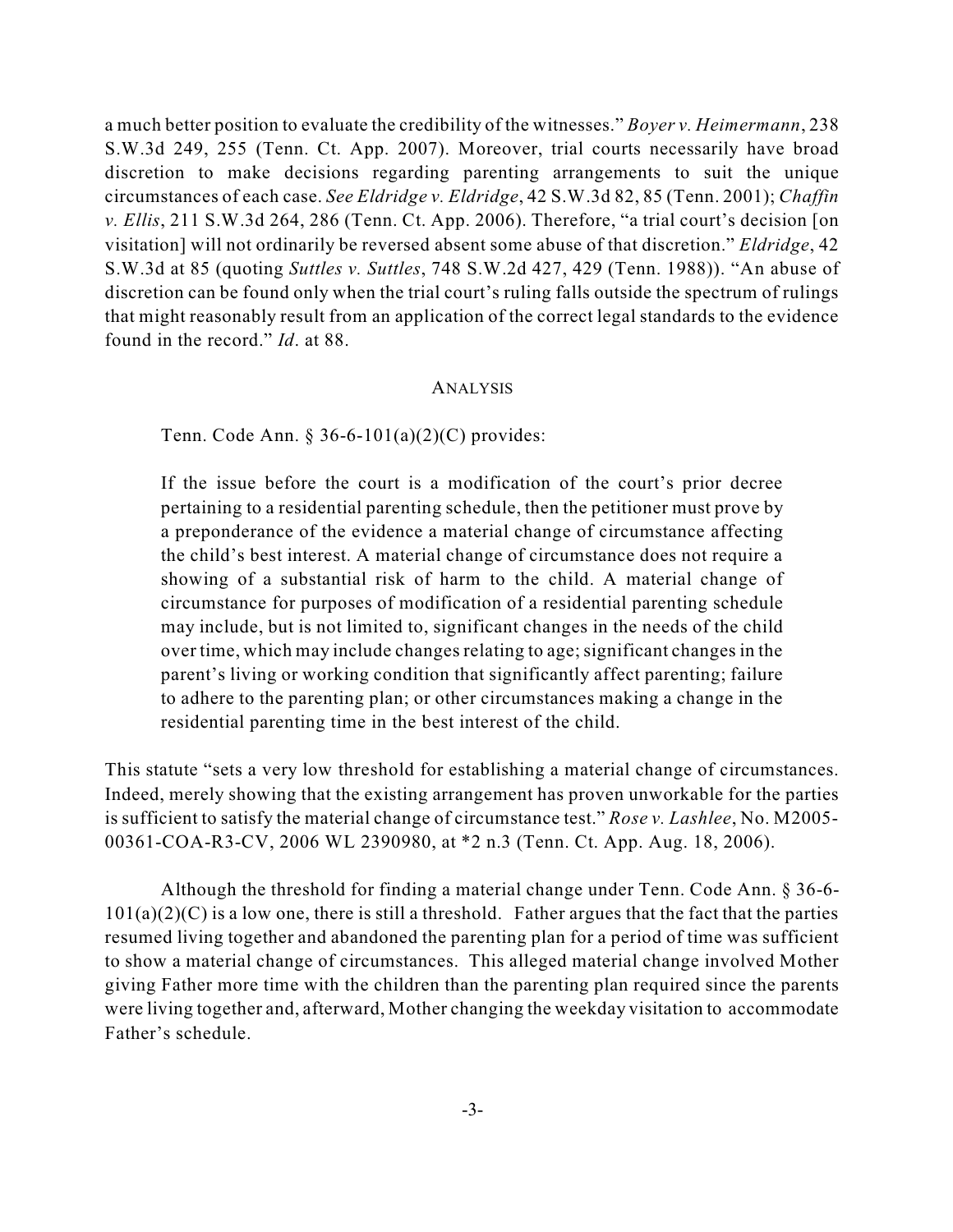a much better position to evaluate the credibility of the witnesses." *Boyer v. Heimermann*, 238 S.W.3d 249, 255 (Tenn. Ct. App. 2007). Moreover, trial courts necessarily have broad discretion to make decisions regarding parenting arrangements to suit the unique circumstances of each case. *See Eldridge v. Eldridge*, 42 S.W.3d 82, 85 (Tenn. 2001); *Chaffin v. Ellis*, 211 S.W.3d 264, 286 (Tenn. Ct. App. 2006). Therefore, "a trial court's decision [on visitation] will not ordinarily be reversed absent some abuse of that discretion." *Eldridge*, 42 S.W.3d at 85 (quoting *Suttles v. Suttles*, 748 S.W.2d 427, 429 (Tenn. 1988)). "An abuse of discretion can be found only when the trial court's ruling falls outside the spectrum of rulings that might reasonably result from an application of the correct legal standards to the evidence found in the record." *Id*. at 88.

## ANALYSIS

Tenn. Code Ann. § 36-6-101(a)(2)(C) provides:

> If the issue before the court is a modification of the court's prior decree pertaining to a residential parenting schedule, then the petitioner must prove by a preponderance of the evidence a material change of circumstance affecting the child's best interest. A material change of circumstance does not require a showing of a substantial risk of harm to the child. A material change of circumstance for purposes of modification of a residential parenting schedule may include, but is not limited to, significant changes in the needs of the child over time, which may include changes relating to age; significant changes in the parent's living or working condition that significantly affect parenting; failure to adhere to the parenting plan; or other circumstances making a change in the residential parenting time in the best interest of the child.

This statute "sets a very low threshold for establishing a material change of circumstances. Indeed, merely showing that the existing arrangement has proven unworkable for the parties is sufficient to satisfy the material change of circumstance test." *Rose v. Lashlee*, No. M2005-00361-COA-R3-CV, 2006 WL 2390980, at *2 n.3 (Tenn. Ct. App. Aug. 18, 2006).

Although the threshold for finding a material change under Tenn. Code Ann. § 36-6-101(a)(2)(C) is a low one, there is still a threshold. Father argues that the fact that the parties resumed living together and abandoned the parenting plan for a period of time was sufficient to show a material change of circumstances. This alleged material change involved Mother giving Father more time with the children than the parenting plan required since the parents were living together and, afterward, Mother changing the weekday visitation to accommodate Father's schedule.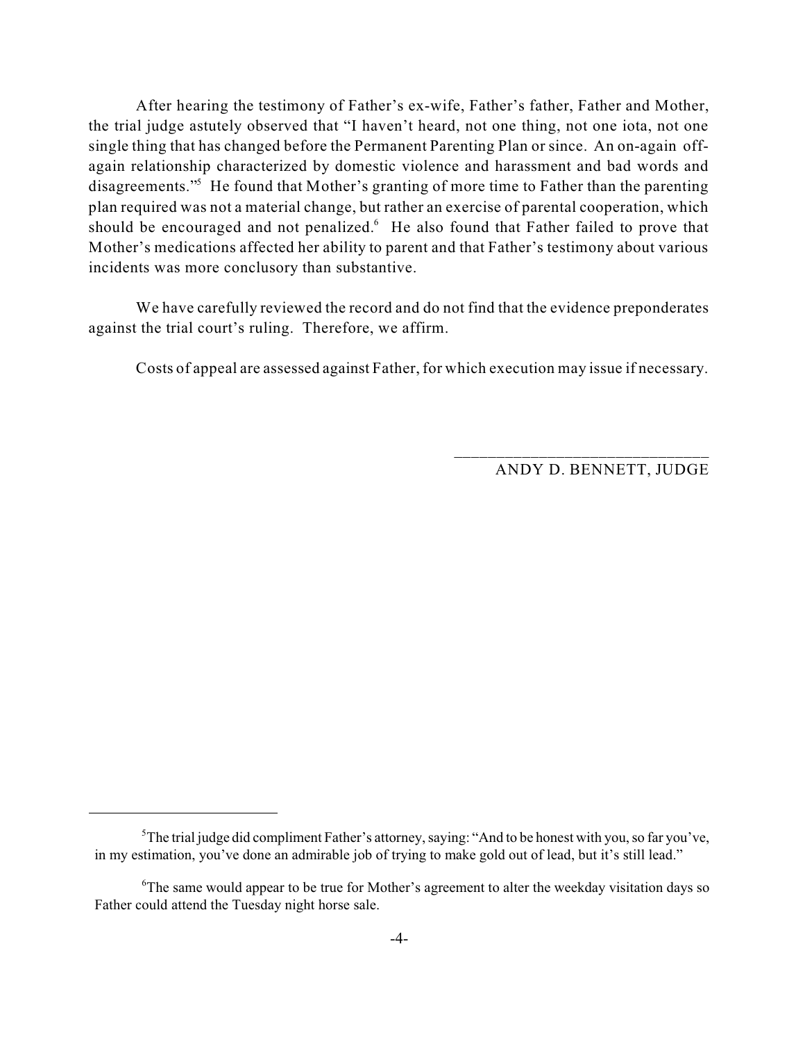After hearing the testimony of Father's ex-wife, Father's father, Father and Mother, the trial judge astutely observed that "I haven't heard, not one thing, not one iota, not one single thing that has changed before the Permanent Parenting Plan or since. An on-again off-again relationship characterized by domestic violence and harassment and bad words and disagreements."[5] He found that Mother's granting of more time to Father than the parenting plan required was not a material change, but rather an exercise of parental cooperation, which should be encouraged and not penalized.[6] He also found that Father failed to prove that Mother's medications affected her ability to parent and that Father's testimony about various incidents was more conclusory than substantive.

We have carefully reviewed the record and do not find that the evidence preponderates against the trial court's ruling. Therefore, we affirm.

Costs of appeal are assessed against Father, for which execution may issue if necessary.

\_\_\_\_\_\_\_\_\_\_\_\_\_\_\_\_\_\_\_\_\_\_\_\_\_\_\_\_\_\_

ANDY D. BENNETT, JUDGE

---

[5] The trial judge did compliment Father's attorney, saying: "And to be honest with you, so far you've, in my estimation, you've done an admirable job of trying to make gold out of lead, but it's still lead."

[6] The same would appear to be true for Mother's agreement to alter the weekday visitation days so Father could attend the Tuesday night horse sale.